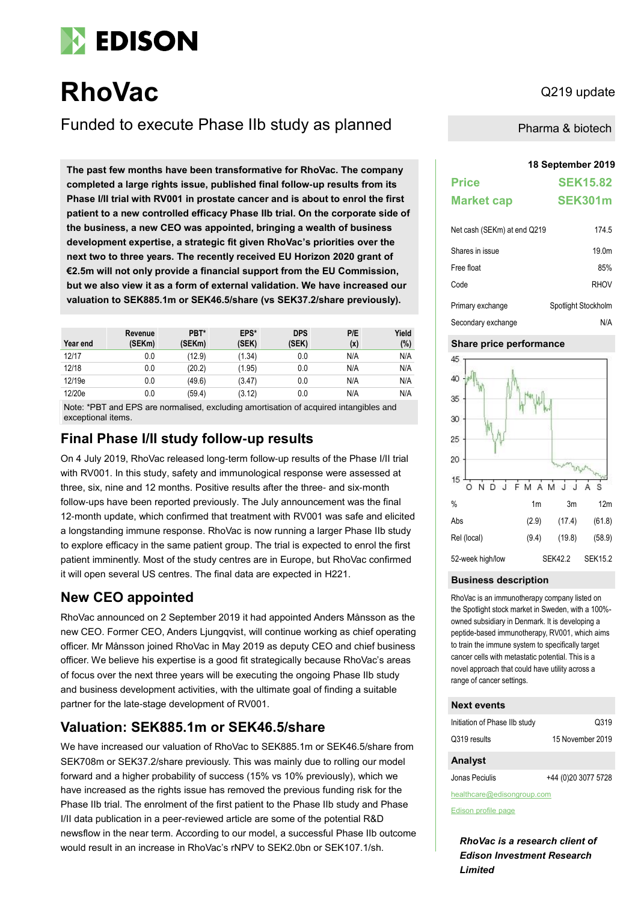# RhoVac

Q219 update

## Funded to execute Phase IIb study as planned

Pharma & biotech

**The past few months have been transformative for RhoVac. The company completed a large rights issue, published final follow-up results from its Phase I/II trial with RV001 in prostate cancer and is about to enrol the first patient to a new controlled efficacy Phase IIb trial. On the corporate side of the business, a new CEO was appointed, bringing a wealth of business development expertise, a strategic fit given RhoVac's priorities over the next two to three years. The recently received EU Horizon 2020 grant of €2.5m will not only provide a financial support from the EU Commission, but we also view it as a form of external validation. We have increased our valuation to SEK885.1m or SEK46.5/share (vs SEK37.2/share previously).**

| Year end | Revenue (SEKm) | PBT* (SEKm) | EPS* (SEK) | DPS (SEK) | P/E (x) | Yield (%) |
|---|---|---|---|---|---|---|
| 12/17 | 0.0 | (12.9) | (1.34) | 0.0 | N/A | N/A |
| 12/18 | 0.0 | (20.2) | (1.95) | 0.0 | N/A | N/A |
| 12/19e | 0.0 | (49.6) | (3.47) | 0.0 | N/A | N/A |
| 12/20e | 0.0 | (59.4) | (3.12) | 0.0 | N/A | N/A |

Note: *PBT and EPS are normalised, excluding amortisation of acquired intangibles and exceptional items.

## Final Phase I/II study follow-up results

On 4 July 2019, RhoVac released long-term follow-up results of the Phase I/II trial with RV001. In this study, safety and immunological response were assessed at three, six, nine and 12 months. Positive results after the three- and six-month follow-ups have been reported previously. The July announcement was the final 12-month update, which confirmed that treatment with RV001 was safe and elicited a longstanding immune response. RhoVac is now running a larger Phase IIb study to explore efficacy in the same patient group. The trial is expected to enrol the first patient imminently. Most of the study centres are in Europe, but RhoVac confirmed it will open several US centres. The final data are expected in H221.

## New CEO appointed

RhoVac announced on 2 September 2019 it had appointed Anders Månsson as the new CEO. Former CEO, Anders Ljungqvist, will continue working as chief operating officer. Mr Månsson joined RhoVac in May 2019 as deputy CEO and chief business officer. We believe his expertise is a good fit strategically because RhoVac's areas of focus over the next three years will be executing the ongoing Phase IIb study and business development activities, with the ultimate goal of finding a suitable partner for the late-stage development of RV001.

## Valuation: SEK885.1m or SEK46.5/share

We have increased our valuation of RhoVac to SEK885.1m or SEK46.5/share from SEK708m or SEK37.2/share previously. This was mainly due to rolling our model forward and a higher probability of success (15% vs 10% previously), which we have increased as the rights issue has removed the previous funding risk for the Phase IIb trial. The enrolment of the first patient to the Phase IIb study and Phase I/II data publication in a peer-reviewed article are some of the potential R&D newsflow in the near term. According to our model, a successful Phase IIb outcome would result in an increase in RhoVac's rNPV to SEK2.0bn or SEK107.1/sh.

**18 September 2019**

| | |
|---|---|
| **Price** | **SEK15.82** |
| **Market cap** | **SEK301m** |

| | |
|---|---|
| Net cash (SEKm) at end Q219 | 174.5 |
| Shares in issue | 19.0m |
| Free float | 85% |
| Code | RHOV |
| Primary exchange | Spotlight Stockholm |
| Secondary exchange | N/A |

### Share price performance

| % | 1m | 3m | 12m |
|---|---|---|---|
| Abs | (2.9) | (17.4) | (61.8) |
| Rel (local) | (9.4) | (19.8) | (58.9) |
| 52-week high/low | | SEK42.2 | SEK15.2 |

### Business description

RhoVac is an immunotherapy company listed on the Spotlight stock market in Sweden, with a 100%-owned subsidiary in Denmark. It is developing a peptide-based immunotherapy, RV001, which aims to train the immune system to specifically target cancer cells with metastatic potential. This is a novel approach that could have utility across a range of cancer settings.

### Next events

| | |
|---|---|
| Initiation of Phase IIb study | Q319 |
| Q319 results | 15 November 2019 |

### Analyst

Jonas Peciulis +44 (0)20 3077 5728

healthcare@edisongroup.com

Edison profile page

*RhoVac is a research client of Edison Investment Research Limited*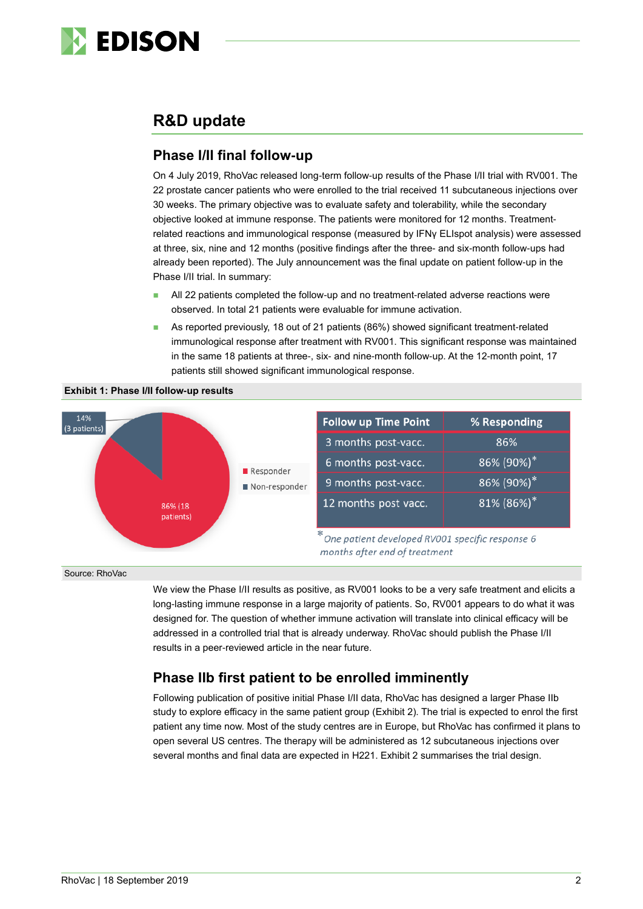## R&D update

### Phase I/II final follow-up

On 4 July 2019, RhoVac released long-term follow-up results of the Phase I/II trial with RV001. The 22 prostate cancer patients who were enrolled to the trial received 11 subcutaneous injections over 30 weeks. The primary objective was to evaluate safety and tolerability, while the secondary objective looked at immune response. The patients were monitored for 12 months. Treatment-related reactions and immunological response (measured by IFNγ ELIspot analysis) were assessed at three, six, nine and 12 months (positive findings after the three- and six-month follow-ups had already been reported). The July announcement was the final update on patient follow-up in the Phase I/II trial. In summary:

- All 22 patients completed the follow-up and no treatment-related adverse reactions were observed. In total 21 patients were evaluable for immune activation.
- As reported previously, 18 out of 21 patients (86%) showed significant treatment-related immunological response after treatment with RV001. This significant response was maintained in the same 18 patients at three-, six- and nine-month follow-up. At the 12-month point, 17 patients still showed significant immunological response.

**Exhibit 1: Phase I/II follow-up results**

Responder: 86% (18 patients)
Non-responder: 14% (3 patients)

| Follow up Time Point | % Responding |
|---|---|
| 3 months post-vacc. | 86% |
| 6 months post-vacc. | 86% (90%)* |
| 9 months post-vacc. | 86% (90%)* |
| 12 months post vacc. | 81% (86%)* |

*\*One patient developed RV001 specific response 6 months after end of treatment*

Source: RhoVac

We view the Phase I/II results as positive, as RV001 looks to be a very safe treatment and elicits a long-lasting immune response in a large majority of patients. So, RV001 appears to do what it was designed for. The question of whether immune activation will translate into clinical efficacy will be addressed in a controlled trial that is already underway. RhoVac should publish the Phase I/II results in a peer-reviewed article in the near future.

### Phase IIb first patient to be enrolled imminently

Following publication of positive initial Phase I/II data, RhoVac has designed a larger Phase IIb study to explore efficacy in the same patient group (Exhibit 2). The trial is expected to enrol the first patient any time now. Most of the study centres are in Europe, but RhoVac has confirmed it plans to open several US centres. The therapy will be administered as 12 subcutaneous injections over several months and final data are expected in H221. Exhibit 2 summarises the trial design.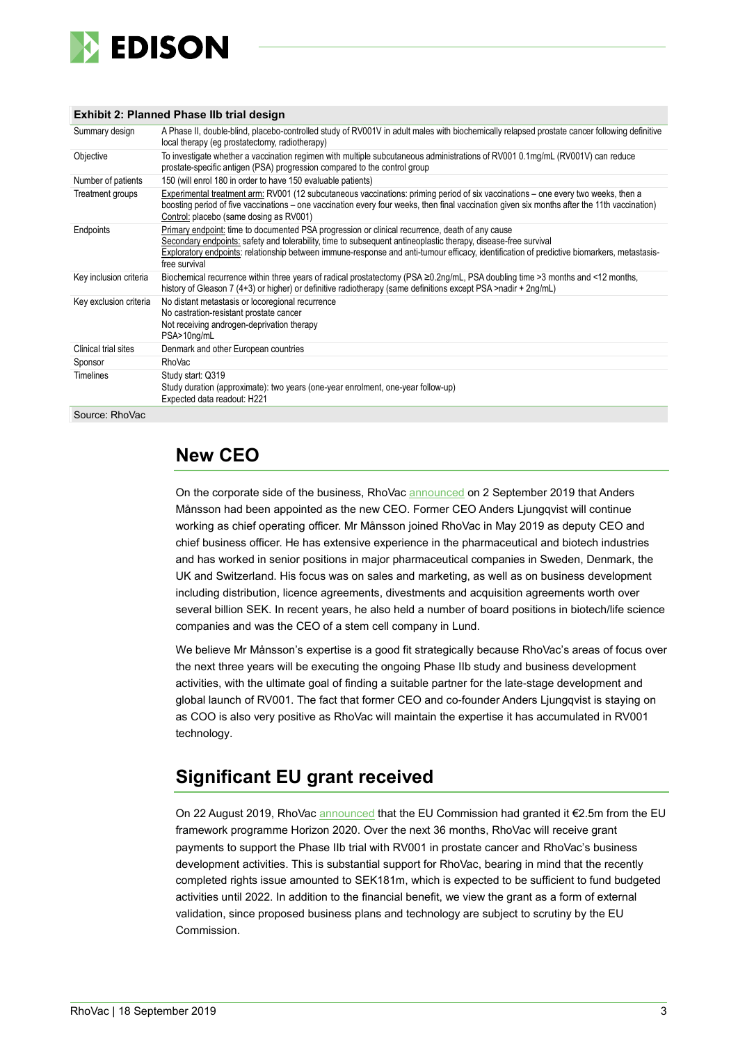**Exhibit 2: Planned Phase IIb trial design**

| | |
|---|---|
| Summary design | A Phase II, double-blind, placebo-controlled study of RV001V in adult males with biochemically relapsed prostate cancer following definitive local therapy (eg prostatectomy, radiotherapy) |
| Objective | To investigate whether a vaccination regimen with multiple subcutaneous administrations of RV001 0.1mg/mL (RV001V) can reduce prostate-specific antigen (PSA) progression compared to the control group |
| Number of patients | 150 (will enrol 180 in order to have 150 evaluable patients) |
| Treatment groups | Experimental treatment arm: RV001 (12 subcutaneous vaccinations: priming period of six vaccinations – one every two weeks, then a boosting period of five vaccinations – one vaccination every four weeks, then final vaccination given six months after the 11th vaccination)<br>Control: placebo (same dosing as RV001) |
| Endpoints | Primary endpoint: time to documented PSA progression or clinical recurrence, death of any cause<br>Secondary endpoints: safety and tolerability, time to subsequent antineoplastic therapy, disease-free survival<br>Exploratory endpoints: relationship between immune-response and anti-tumour efficacy, identification of predictive biomarkers, metastasis-free survival |
| Key inclusion criteria | Biochemical recurrence within three years of radical prostatectomy (PSA ≥0.2ng/mL, PSA doubling time >3 months and <12 months, history of Gleason 7 (4+3) or higher) or definitive radiotherapy (same definitions except PSA >nadir + 2ng/mL) |
| Key exclusion criteria | No distant metastasis or locoregional recurrence<br>No castration-resistant prostate cancer<br>Not receiving androgen-deprivation therapy<br>PSA>10ng/mL |
| Clinical trial sites | Denmark and other European countries |
| Sponsor | RhoVac |
| Timelines | Study start: Q319<br>Study duration (approximate): two years (one-year enrolment, one-year follow-up)<br>Expected data readout: H221 |

Source: RhoVac

## New CEO

On the corporate side of the business, RhoVac announced on 2 September 2019 that Anders Månsson had been appointed as the new CEO. Former CEO Anders Ljungqvist will continue working as chief operating officer. Mr Månsson joined RhoVac in May 2019 as deputy CEO and chief business officer. He has extensive experience in the pharmaceutical and biotech industries and has worked in senior positions in major pharmaceutical companies in Sweden, Denmark, the UK and Switzerland. His focus was on sales and marketing, as well as on business development including distribution, licence agreements, divestments and acquisition agreements worth over several billion SEK. In recent years, he also held a number of board positions in biotech/life science companies and was the CEO of a stem cell company in Lund.

We believe Mr Månsson's expertise is a good fit strategically because RhoVac's areas of focus over the next three years will be executing the ongoing Phase IIb study and business development activities, with the ultimate goal of finding a suitable partner for the late-stage development and global launch of RV001. The fact that former CEO and co-founder Anders Ljungqvist is staying on as COO is also very positive as RhoVac will maintain the expertise it has accumulated in RV001 technology.

## Significant EU grant received

On 22 August 2019, RhoVac announced that the EU Commission had granted it €2.5m from the EU framework programme Horizon 2020. Over the next 36 months, RhoVac will receive grant payments to support the Phase IIb trial with RV001 in prostate cancer and RhoVac's business development activities. This is substantial support for RhoVac, bearing in mind that the recently completed rights issue amounted to SEK181m, which is expected to be sufficient to fund budgeted activities until 2022. In addition to the financial benefit, we view the grant as a form of external validation, since proposed business plans and technology are subject to scrutiny by the EU Commission.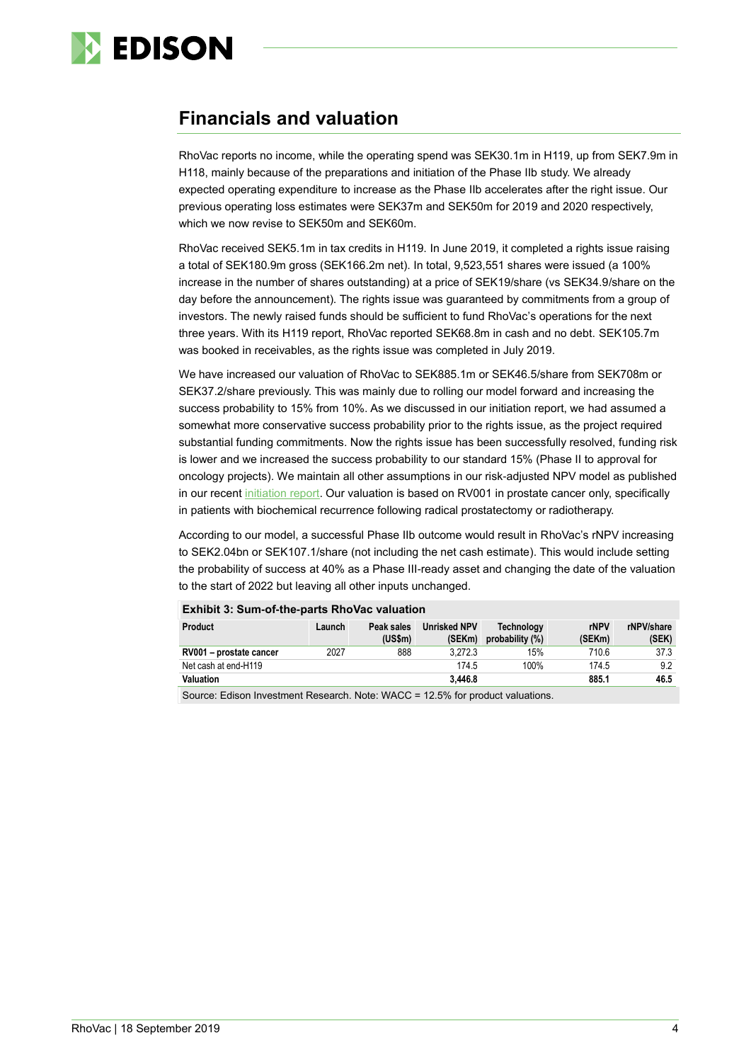## Financials and valuation

RhoVac reports no income, while the operating spend was SEK30.1m in H119, up from SEK7.9m in H118, mainly because of the preparations and initiation of the Phase IIb study. We already expected operating expenditure to increase as the Phase IIb accelerates after the right issue. Our previous operating loss estimates were SEK37m and SEK50m for 2019 and 2020 respectively, which we now revise to SEK50m and SEK60m.

RhoVac received SEK5.1m in tax credits in H119. In June 2019, it completed a rights issue raising a total of SEK180.9m gross (SEK166.2m net). In total, 9,523,551 shares were issued (a 100% increase in the number of shares outstanding) at a price of SEK19/share (vs SEK34.9/share on the day before the announcement). The rights issue was guaranteed by commitments from a group of investors. The newly raised funds should be sufficient to fund RhoVac's operations for the next three years. With its H119 report, RhoVac reported SEK68.8m in cash and no debt. SEK105.7m was booked in receivables, as the rights issue was completed in July 2019.

We have increased our valuation of RhoVac to SEK885.1m or SEK46.5/share from SEK708m or SEK37.2/share previously. This was mainly due to rolling our model forward and increasing the success probability to 15% from 10%. As we discussed in our initiation report, we had assumed a somewhat more conservative success probability prior to the rights issue, as the project required substantial funding commitments. Now the rights issue has been successfully resolved, funding risk is lower and we increased the success probability to our standard 15% (Phase II to approval for oncology projects). We maintain all other assumptions in our risk-adjusted NPV model as published in our recent initiation report. Our valuation is based on RV001 in prostate cancer only, specifically in patients with biochemical recurrence following radical prostatectomy or radiotherapy.

According to our model, a successful Phase IIb outcome would result in RhoVac's rNPV increasing to SEK2.04bn or SEK107.1/share (not including the net cash estimate). This would include setting the probability of success at 40% as a Phase III-ready asset and changing the date of the valuation to the start of 2022 but leaving all other inputs unchanged.

**Exhibit 3: Sum-of-the-parts RhoVac valuation**

| Product | Launch | Peak sales (US$m) | Unrisked NPV (SEKm) | Technology probability (%) | rNPV (SEKm) | rNPV/share (SEK) |
|---|---|---|---|---|---|---|
| **RV001 – prostate cancer** | 2027 | 888 | 3,272.3 | 15% | 710.6 | 37.3 |
| Net cash at end-H119 | | | 174.5 | 100% | 174.5 | 9.2 |
| **Valuation** | | | **3,446.8** | | **885.1** | **46.5** |

Source: Edison Investment Research. Note: WACC = 12.5% for product valuations.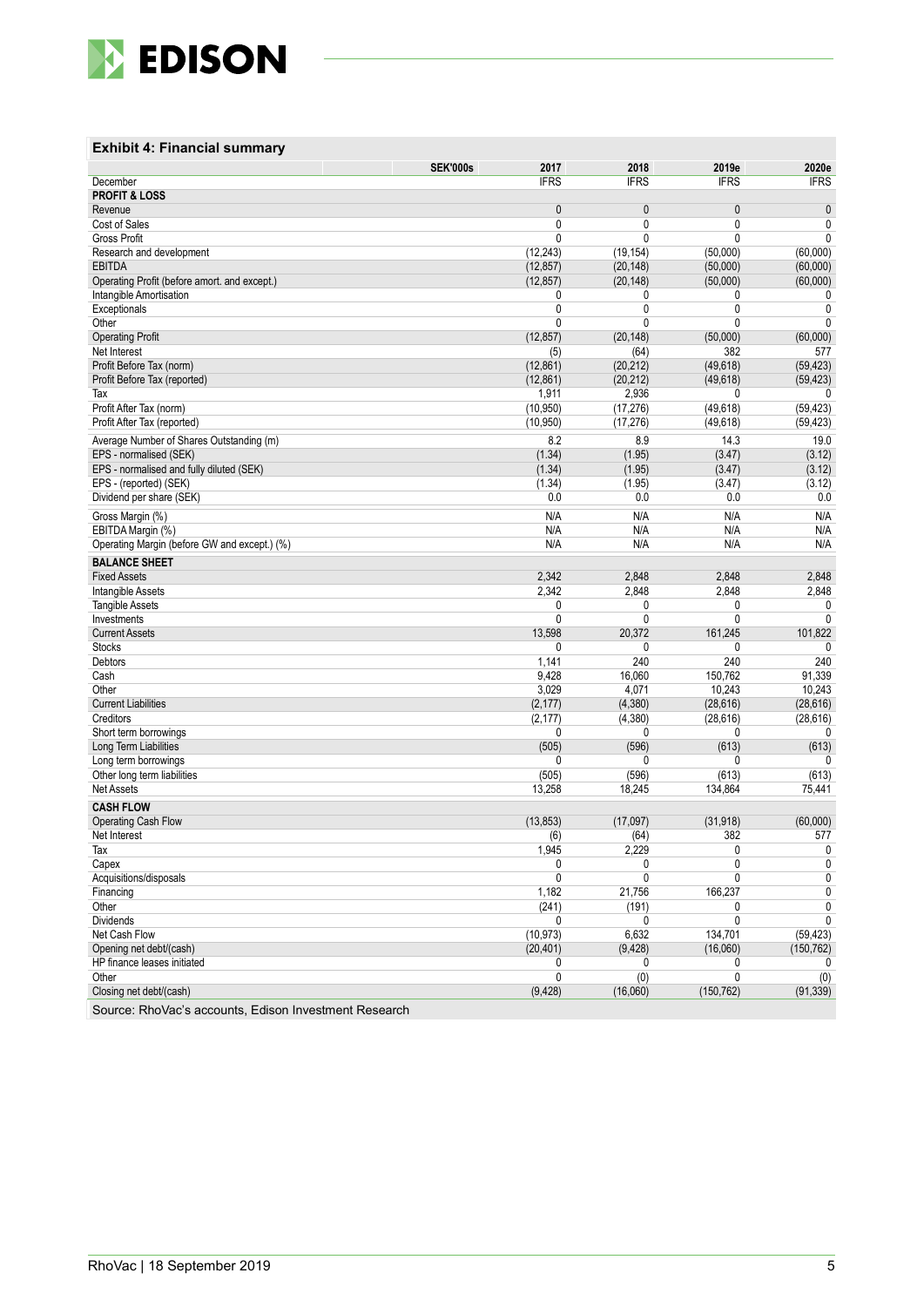### Exhibit 4: Financial summary

| SEK'000s | 2017 | 2018 | 2019e | 2020e |
|---|---|---|---|---|
| December | IFRS | IFRS | IFRS | IFRS |
| **PROFIT & LOSS** | | | | |
| Revenue | 0 | 0 | 0 | 0 |
| Cost of Sales | 0 | 0 | 0 | 0 |
| Gross Profit | 0 | 0 | 0 | 0 |
| Research and development | (12,243) | (19,154) | (50,000) | (60,000) |
| EBITDA | (12,857) | (20,148) | (50,000) | (60,000) |
| Operating Profit (before amort. and except.) | (12,857) | (20,148) | (50,000) | (60,000) |
| Intangible Amortisation | 0 | 0 | 0 | 0 |
| Exceptionals | 0 | 0 | 0 | 0 |
| Other | 0 | 0 | 0 | 0 |
| Operating Profit | (12,857) | (20,148) | (50,000) | (60,000) |
| Net Interest | (5) | (64) | 382 | 577 |
| Profit Before Tax (norm) | (12,861) | (20,212) | (49,618) | (59,423) |
| Profit Before Tax (reported) | (12,861) | (20,212) | (49,618) | (59,423) |
| Tax | 1,911 | 2,936 | 0 | 0 |
| Profit After Tax (norm) | (10,950) | (17,276) | (49,618) | (59,423) |
| Profit After Tax (reported) | (10,950) | (17,276) | (49,618) | (59,423) |
| Average Number of Shares Outstanding (m) | 8.2 | 8.9 | 14.3 | 19.0 |
| EPS - normalised (SEK) | (1.34) | (1.95) | (3.47) | (3.12) |
| EPS - normalised and fully diluted (SEK) | (1.34) | (1.95) | (3.47) | (3.12) |
| EPS - (reported) (SEK) | (1.34) | (1.95) | (3.47) | (3.12) |
| Dividend per share (SEK) | 0.0 | 0.0 | 0.0 | 0.0 |
| Gross Margin (%) | N/A | N/A | N/A | N/A |
| EBITDA Margin (%) | N/A | N/A | N/A | N/A |
| Operating Margin (before GW and except.) (%) | N/A | N/A | N/A | N/A |
| **BALANCE SHEET** | | | | |
| Fixed Assets | 2,342 | 2,848 | 2,848 | 2,848 |
| Intangible Assets | 2,342 | 2,848 | 2,848 | 2,848 |
| Tangible Assets | 0 | 0 | 0 | 0 |
| Investments | 0 | 0 | 0 | 0 |
| Current Assets | 13,598 | 20,372 | 161,245 | 101,822 |
| Stocks | 0 | 0 | 0 | 0 |
| Debtors | 1,141 | 240 | 240 | 240 |
| Cash | 9,428 | 16,060 | 150,762 | 91,339 |
| Other | 3,029 | 4,071 | 10,243 | 10,243 |
| Current Liabilities | (2,177) | (4,380) | (28,616) | (28,616) |
| Creditors | (2,177) | (4,380) | (28,616) | (28,616) |
| Short term borrowings | 0 | 0 | 0 | 0 |
| Long Term Liabilities | (505) | (596) | (613) | (613) |
| Long term borrowings | 0 | 0 | 0 | 0 |
| Other long term liabilities | (505) | (596) | (613) | (613) |
| Net Assets | 13,258 | 18,245 | 134,864 | 75,441 |
| **CASH FLOW** | | | | |
| Operating Cash Flow | (13,853) | (17,097) | (31,918) | (60,000) |
| Net Interest | (6) | (64) | 382 | 577 |
| Tax | 1,945 | 2,229 | 0 | 0 |
| Capex | 0 | 0 | 0 | 0 |
| Acquisitions/disposals | 0 | 0 | 0 | 0 |
| Financing | 1,182 | 21,756 | 166,237 | 0 |
| Other | (241) | (191) | 0 | 0 |
| Dividends | 0 | 0 | 0 | 0 |
| Net Cash Flow | (10,973) | 6,632 | 134,701 | (59,423) |
| Opening net debt/(cash) | (20,401) | (9,428) | (16,060) | (150,762) |
| HP finance leases initiated | 0 | 0 | 0 | 0 |
| Other | 0 | (0) | 0 | (0) |
| Closing net debt/(cash) | (9,428) | (16,060) | (150,762) | (91,339) |

Source: RhoVac's accounts, Edison Investment Research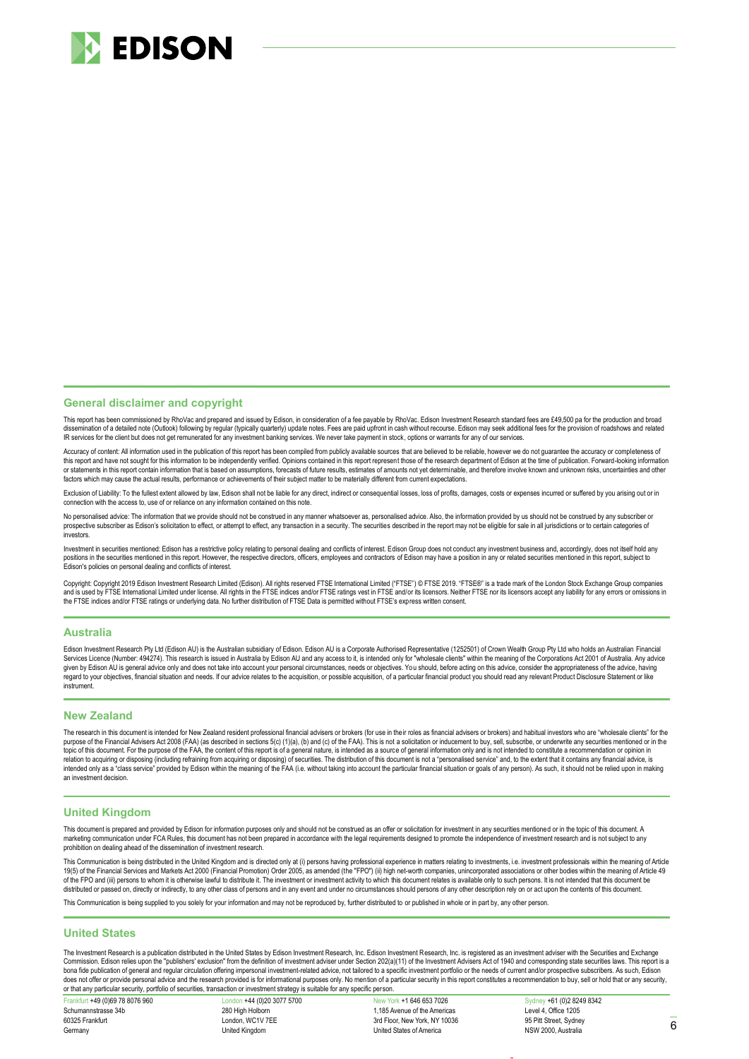## General disclaimer and copyright

This report has been commissioned by RhoVac and prepared and issued by Edison, in consideration of a fee payable by RhoVac. Edison Investment Research standard fees are £49,500 pa for the production and broad dissemination of a detailed note (Outlook) following by regular (typically quarterly) update notes. Fees are paid upfront in cash without recourse. Edison may seek additional fees for the provision of roadshows and related IR services for the client but does not get remunerated for any investment banking services. We never take payment in stock, options or warrants for any of our services.

Accuracy of content: All information used in the publication of this report has been compiled from publicly available sources that are believed to be reliable, however we do not guarantee the accuracy or completeness of this report and have not sought for this information to be independently verified. Opinions contained in this report represent those of the research department of Edison at the time of publication. Forward-looking information or statements in this report contain information that is based on assumptions, forecasts of future results, estimates of amounts not yet determinable, and therefore involve known and unknown risks, uncertainties and other factors which may cause the actual results, performance or achievements of their subject matter to be materially different from current expectations.

Exclusion of Liability: To the fullest extent allowed by law, Edison shall not be liable for any direct, indirect or consequential losses, loss of profits, damages, costs or expenses incurred or suffered by you arising out or in connection with the access to, use of or reliance on any information contained on this note.

No personalised advice: The information that we provide should not be construed in any manner whatsoever as, personalised advice. Also, the information provided by us should not be construed by any subscriber or prospective subscriber as Edison's solicitation to effect, or attempt to effect, any transaction in a security. The securities described in the report may not be eligible for sale in all jurisdictions or to certain categories of investors.

Investment in securities mentioned: Edison has a restrictive policy relating to personal dealing and conflicts of interest. Edison Group does not conduct any investment business and, accordingly, does not itself hold any positions in the securities mentioned in this report. However, the respective directors, officers, employees and contractors of Edison may have a position in any or related securities mentioned in this report, subject to Edison's policies on personal dealing and conflicts of interest.

Copyright: Copyright 2019 Edison Investment Research Limited (Edison). All rights reserved FTSE International Limited ("FTSE") © FTSE 2019. "FTSE®" is a trade mark of the London Stock Exchange Group companies and is used by FTSE International Limited under license. All rights in the FTSE indices and/or FTSE ratings vest in FTSE and/or its licensors. Neither FTSE nor its licensors accept any liability for any errors or omissions in the FTSE indices and/or FTSE ratings or underlying data. No further distribution of FTSE Data is permitted without FTSE's express written consent.

## Australia

Edison Investment Research Pty Ltd (Edison AU) is the Australian subsidiary of Edison. Edison AU is a Corporate Authorised Representative (1252501) of Crown Wealth Group Pty Ltd who holds an Australian Financial Services Licence (Number: 494274). This research is issued in Australia by Edison AU and any access to it, is intended only for "wholesale clients" within the meaning of the Corporations Act 2001 of Australia. Any advice given by Edison AU is general advice only and does not take into account your personal circumstances, needs or objectives. You should, before acting on this advice, consider the appropriateness of the advice, having regard to your objectives, financial situation and needs. If our advice relates to the acquisition, or possible acquisition, of a particular financial product you should read any relevant Product Disclosure Statement or like instrument.

## New Zealand

The research in this document is intended for New Zealand resident professional financial advisers or brokers (for use in their roles as financial advisers or brokers) and habitual investors who are "wholesale clients" for the purpose of the Financial Advisers Act 2008 (FAA) (as described in sections 5(c) (1)(a), (b) and (c) of the FAA). This is not a solicitation or inducement to buy, sell, subscribe, or underwrite any securities mentioned or in the topic of this document. For the purpose of the FAA, the content of this report is of a general nature, is intended as a source of general information only and is not intended to constitute a recommendation or opinion in relation to acquiring or disposing (including refraining from acquiring or disposing) of securities. The distribution of this document is not a "personalised service" and, to the extent that it contains any financial advice, is intended only as a "class service" provided by Edison within the meaning of the FAA (i.e. without taking into account the particular financial situation or goals of any person). As such, it should not be relied upon in making an investment decision.

## United Kingdom

This document is prepared and provided by Edison for information purposes only and should not be construed as an offer or solicitation for investment in any securities mentioned or in the topic of this document. A marketing communication under FCA Rules, this document has not been prepared in accordance with the legal requirements designed to promote the independence of investment research and is not subject to any prohibition on dealing ahead of the dissemination of investment research.

This Communication is being distributed in the United Kingdom and is directed only at (i) persons having professional experience in matters relating to investments, i.e. investment professionals within the meaning of Article 19(5) of the Financial Services and Markets Act 2000 (Financial Promotion) Order 2005, as amended (the "FPO") (ii) high net-worth companies, unincorporated associations or other bodies within the meaning of Article 49 of the FPO and (iii) persons to whom it is otherwise lawful to distribute it. The investment or investment activity to which this document relates is available only to such persons. It is not intended that this document be distributed or passed on, directly or indirectly, to any other class of persons and in any event and under no circumstances should persons of any other description rely on or act upon the contents of this document.

This Communication is being supplied to you solely for your information and may not be reproduced by, further distributed to or published in whole or in part by, any other person.

## United States

The Investment Research is a publication distributed in the United States by Edison Investment Research, Inc. Edison Investment Research, Inc. is registered as an investment adviser with the Securities and Exchange Commission. Edison relies upon the "publishers' exclusion" from the definition of investment adviser under Section 202(a)(11) of the Investment Advisers Act of 1940 and corresponding state securities laws. This report is a bona fide publication of general and regular circulation offering impersonal investment-related advice, not tailored to a specific investment portfolio or the needs of current and/or prospective subscribers. As such, Edison does not offer or provide personal advice and the research provided is for informational purposes only. No mention of a particular security in this report constitutes a recommendation to buy, sell or hold that or any security, or that any particular security, portfolio of securities, transaction or investment strategy is suitable for any specific person.

Frankfurt +49 (0)69 78 8076 960
Schumannstrasse 34b
60325 Frankfurt
Germany

London +44 (0)20 3077 5700
280 High Holborn
London, WC1V 7EE
United Kingdom

New York +1 646 653 7026
1,185 Avenue of the Americas
3rd Floor, New York, NY 10036
United States of America

Sydney +61 (0)2 8249 8342
Level 4, Office 1205
95 Pitt Street, Sydney
NSW 2000, Australia